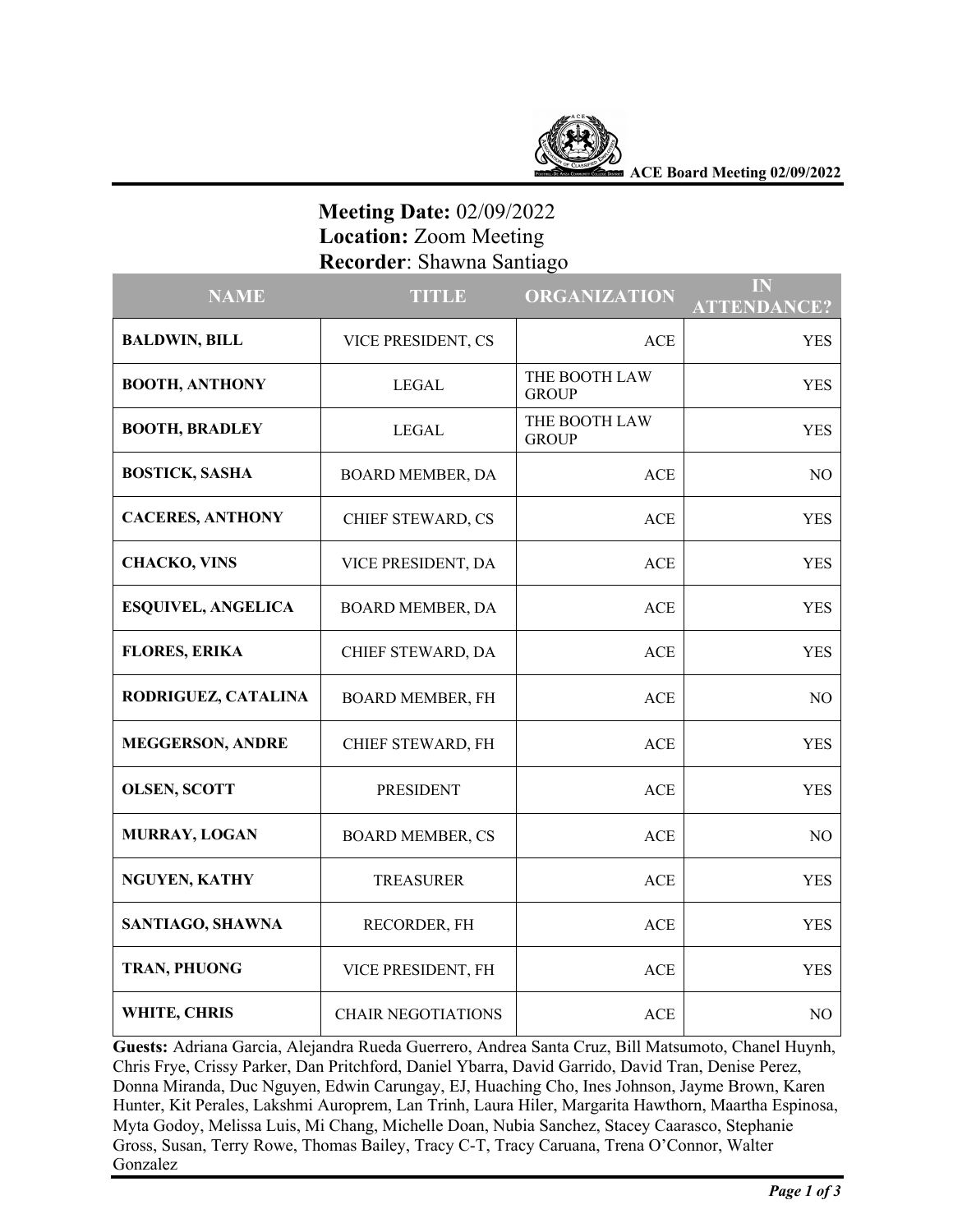**Meeting Date:** 02/09/2022
**Location:** Zoom Meeting
**Recorder**: Shawna Santiago

| NAME | TITLE | ORGANIZATION | IN ATTENDANCE? |
|---|---|---|---|
| **BALDWIN, BILL** | VICE PRESIDENT, CS | ACE | YES |
| **BOOTH, ANTHONY** | LEGAL | THE BOOTH LAW GROUP | YES |
| **BOOTH, BRADLEY** | LEGAL | THE BOOTH LAW GROUP | YES |
| **BOSTICK, SASHA** | BOARD MEMBER, DA | ACE | NO |
| **CACERES, ANTHONY** | CHIEF STEWARD, CS | ACE | YES |
| **CHACKO, VINS** | VICE PRESIDENT, DA | ACE | YES |
| **ESQUIVEL, ANGELICA** | BOARD MEMBER, DA | ACE | YES |
| **FLORES, ERIKA** | CHIEF STEWARD, DA | ACE | YES |
| **RODRIGUEZ, CATALINA** | BOARD MEMBER, FH | ACE | NO |
| **MEGGERSON, ANDRE** | CHIEF STEWARD, FH | ACE | YES |
| **OLSEN, SCOTT** | PRESIDENT | ACE | YES |
| **MURRAY, LOGAN** | BOARD MEMBER, CS | ACE | NO |
| **NGUYEN, KATHY** | TREASURER | ACE | YES |
| **SANTIAGO, SHAWNA** | RECORDER, FH | ACE | YES |
| **TRAN, PHUONG** | VICE PRESIDENT, FH | ACE | YES |
| **WHITE, CHRIS** | CHAIR NEGOTIATIONS | ACE | NO |

**Guests:** Adriana Garcia, Alejandra Rueda Guerrero, Andrea Santa Cruz, Bill Matsumoto, Chanel Huynh, Chris Frye, Crissy Parker, Dan Pritchford, Daniel Ybarra, David Garrido, David Tran, Denise Perez, Donna Miranda, Duc Nguyen, Edwin Carungay, EJ, Huaching Cho, Ines Johnson, Jayme Brown, Karen Hunter, Kit Perales, Lakshmi Auroprem, Lan Trinh, Laura Hiler, Margarita Hawthorn, Maartha Espinosa, Myta Godoy, Melissa Luis, Mi Chang, Michelle Doan, Nubia Sanchez, Stacey Caarasco, Stephanie Gross, Susan, Terry Rowe, Thomas Bailey, Tracy C-T, Tracy Caruana, Trena O'Connor, Walter Gonzalez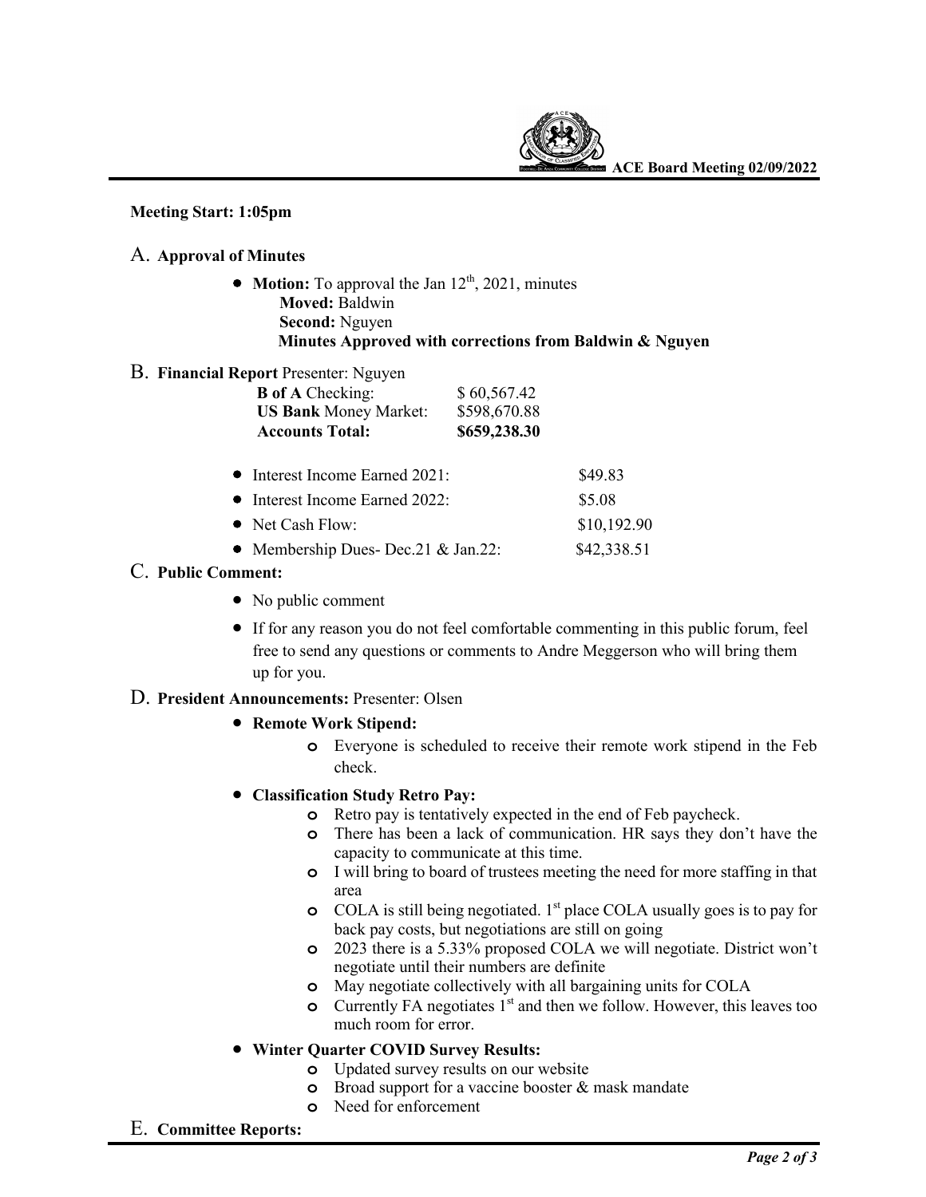**Meeting Start: 1:05pm**

A. **Approval of Minutes**

- **Motion:** To approval the Jan 12th, 2021, minutes
  **Moved:** Baldwin
  **Second:** Nguyen
  **Minutes Approved with corrections from Baldwin & Nguyen**

B. **Financial Report** Presenter: Nguyen

| | |
|---|---|
| **B of A** Checking: | $ 60,567.42 |
| **US Bank** Money Market: | $598,670.88 |
| **Accounts Total:** | **$659,238.30** |

- Interest Income Earned 2021: $49.83
- Interest Income Earned 2022: $5.08
- Net Cash Flow: $10,192.90
- Membership Dues- Dec.21 & Jan.22: $42,338.51

C. **Public Comment:**

- No public comment
- If for any reason you do not feel comfortable commenting in this public forum, feel free to send any questions or comments to Andre Meggerson who will bring them up for you.

D. **President Announcements:** Presenter: Olsen

- **Remote Work Stipend:**
  - Everyone is scheduled to receive their remote work stipend in the Feb check.
- **Classification Study Retro Pay:**
  - Retro pay is tentatively expected in the end of Feb paycheck.
  - There has been a lack of communication. HR says they don't have the capacity to communicate at this time.
  - I will bring to board of trustees meeting the need for more staffing in that area
  - COLA is still being negotiated. 1st place COLA usually goes is to pay for back pay costs, but negotiations are still on going
  - 2023 there is a 5.33% proposed COLA we will negotiate. District won't negotiate until their numbers are definite
  - May negotiate collectively with all bargaining units for COLA
  - Currently FA negotiates 1st and then we follow. However, this leaves too much room for error.
- **Winter Quarter COVID Survey Results:**
  - Updated survey results on our website
  - Broad support for a vaccine booster & mask mandate
  - Need for enforcement

E. **Committee Reports:**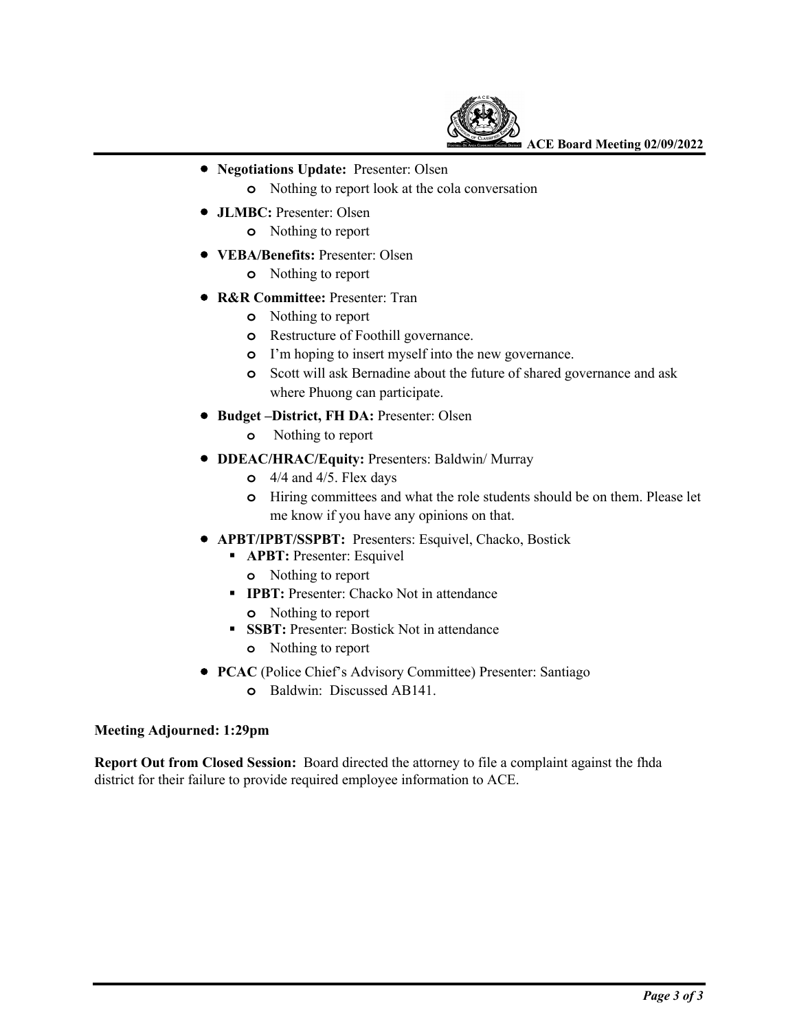- **Negotiations Update:** Presenter: Olsen
  - Nothing to report look at the cola conversation
- **JLMBC:** Presenter: Olsen
  - Nothing to report
- **VEBA/Benefits:** Presenter: Olsen
  - Nothing to report
- **R&R Committee:** Presenter: Tran
  - Nothing to report
  - Restructure of Foothill governance.
  - I'm hoping to insert myself into the new governance.
  - Scott will ask Bernadine about the future of shared governance and ask where Phuong can participate.
- **Budget –District, FH DA:** Presenter: Olsen
  - Nothing to report
- **DDEAC/HRAC/Equity:** Presenters: Baldwin/ Murray
  - 4/4 and 4/5. Flex days
  - Hiring committees and what the role students should be on them. Please let me know if you have any opinions on that.
- **APBT/IPBT/SSPBT:** Presenters: Esquivel, Chacko, Bostick
  - **APBT:** Presenter: Esquivel
    - Nothing to report
  - **IPBT:** Presenter: Chacko Not in attendance
    - Nothing to report
  - **SSBT:** Presenter: Bostick Not in attendance
    - Nothing to report
- **PCAC** (Police Chief's Advisory Committee) Presenter: Santiago
  - Baldwin: Discussed AB141.

**Meeting Adjourned: 1:29pm**

**Report Out from Closed Session:** Board directed the attorney to file a complaint against the fhda district for their failure to provide required employee information to ACE.